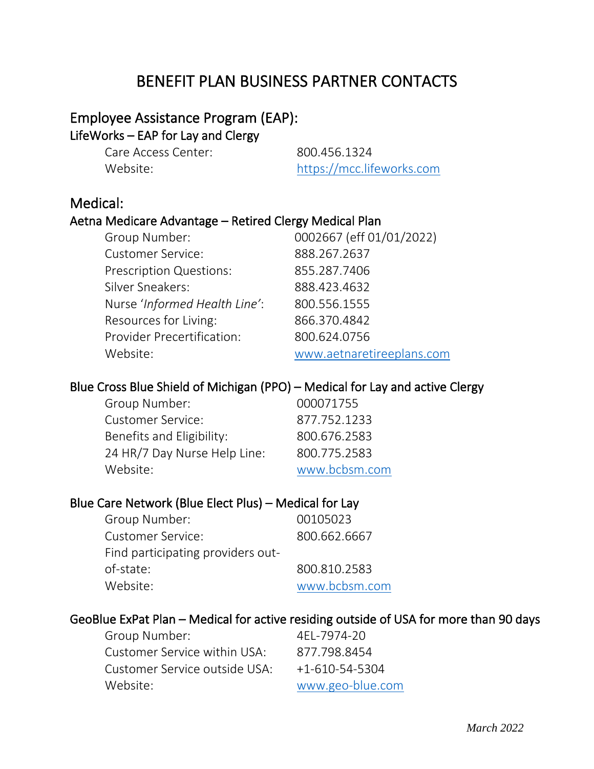# BENEFIT PLAN BUSINESS PARTNER CONTACTS

## Employee Assistance Program (EAP):

### LifeWorks – EAP for Lay and Clergy

| | |
|---|---|
| Care Access Center: | 800.456.1324 |
| Website: | https://mcc.lifeworks.com |

## Medical:

### Aetna Medicare Advantage – Retired Clergy Medical Plan

| | |
|---|---|
| Group Number: | 0002667 (eff 01/01/2022) |
| Customer Service: | 888.267.2637 |
| Prescription Questions: | 855.287.7406 |
| Silver Sneakers: | 888.423.4632 |
| Nurse '*Informed Health Line*': | 800.556.1555 |
| Resources for Living: | 866.370.4842 |
| Provider Precertification: | 800.624.0756 |
| Website: | www.aetnaretireeplans.com |

### Blue Cross Blue Shield of Michigan (PPO) – Medical for Lay and active Clergy

| | |
|---|---|
| Group Number: | 000071755 |
| Customer Service: | 877.752.1233 |
| Benefits and Eligibility: | 800.676.2583 |
| 24 HR/7 Day Nurse Help Line: | 800.775.2583 |
| Website: | www.bcbsm.com |

### Blue Care Network (Blue Elect Plus) – Medical for Lay

| | |
|---|---|
| Group Number: | 00105023 |
| Customer Service: | 800.662.6667 |
| Find participating providers out-of-state: | 800.810.2583 |
| Website: | www.bcbsm.com |

### GeoBlue ExPat Plan – Medical for active residing outside of USA for more than 90 days

| | |
|---|---|
| Group Number: | 4EL-7974-20 |
| Customer Service within USA: | 877.798.8454 |
| Customer Service outside USA: | +1-610-54-5304 |
| Website: | www.geo-blue.com |

*March 2022*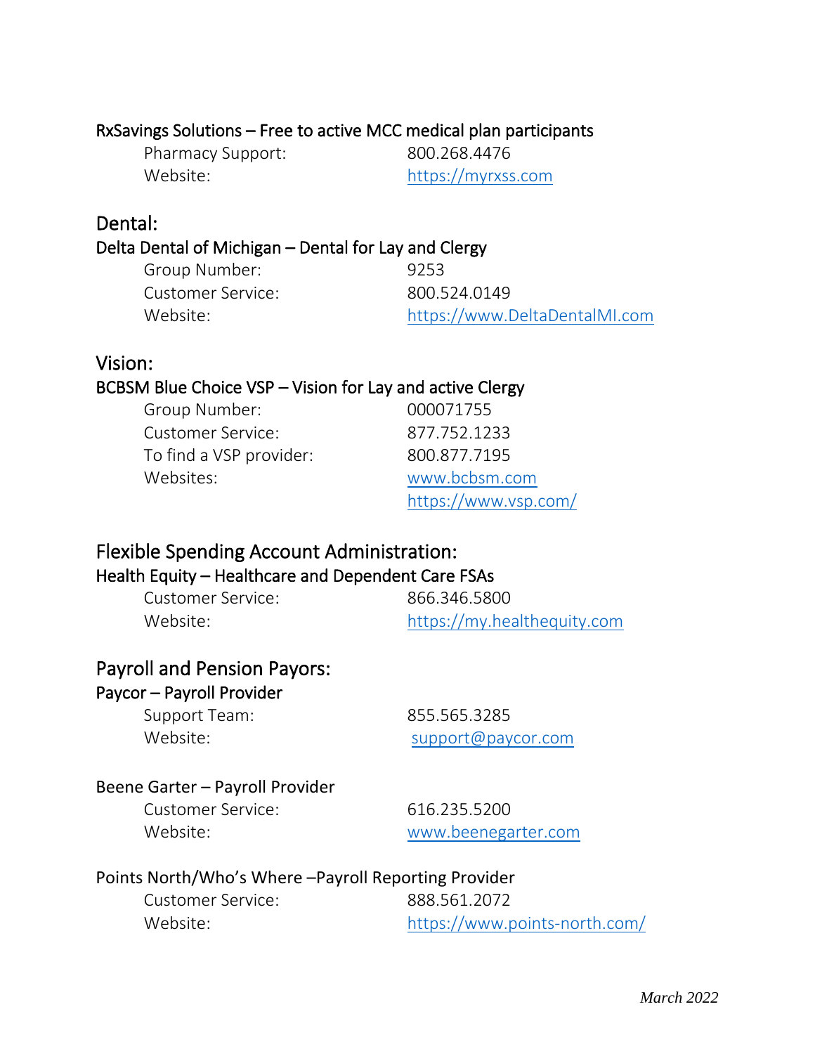### RxSavings Solutions – Free to active MCC medical plan participants

| | |
|---|---|
| Pharmacy Support: | 800.268.4476 |
| Website: | https://myrxss.com |

## Dental:

### Delta Dental of Michigan – Dental for Lay and Clergy

| | |
|---|---|
| Group Number: | 9253 |
| Customer Service: | 800.524.0149 |
| Website: | https://www.DeltaDentalMI.com |

## Vision:

### BCBSM Blue Choice VSP – Vision for Lay and active Clergy

| | |
|---|---|
| Group Number: | 000071755 |
| Customer Service: | 877.752.1233 |
| To find a VSP provider: | 800.877.7195 |
| Websites: | www.bcbsm.com |
| | https://www.vsp.com/ |

## Flexible Spending Account Administration:

### Health Equity – Healthcare and Dependent Care FSAs

| | |
|---|---|
| Customer Service: | 866.346.5800 |
| Website: | https://my.healthequity.com |

## Payroll and Pension Payors:

### Paycor – Payroll Provider

| | |
|---|---|
| Support Team: | 855.565.3285 |
| Website: | support@paycor.com |

### Beene Garter – Payroll Provider

| | |
|---|---|
| Customer Service: | 616.235.5200 |
| Website: | www.beenegarter.com |

### Points North/Who's Where –Payroll Reporting Provider

| | |
|---|---|
| Customer Service: | 888.561.2072 |
| Website: | https://www.points-north.com/ |

*March 2022*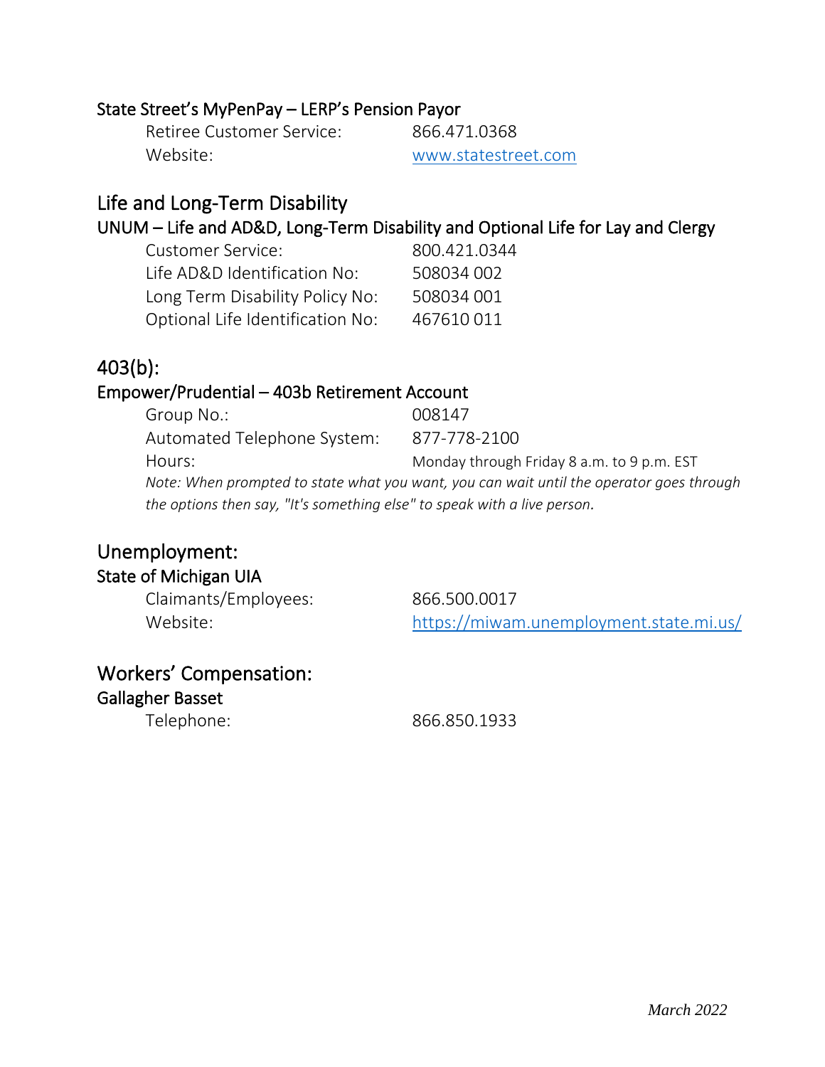### State Street's MyPenPay – LERP's Pension Payor

| | |
|---|---|
| Retiree Customer Service: | 866.471.0368 |
| Website: | [www.statestreet.com](http://www.statestreet.com) |

## Life and Long-Term Disability

### UNUM – Life and AD&D, Long-Term Disability and Optional Life for Lay and Clergy

| | |
|---|---|
| Customer Service: | 800.421.0344 |
| Life AD&D Identification No: | 508034 002 |
| Long Term Disability Policy No: | 508034 001 |
| Optional Life Identification No: | 467610 011 |

## 403(b):

### Empower/Prudential – 403b Retirement Account

| | |
|---|---|
| Group No.: | 008147 |
| Automated Telephone System: | 877-778-2100 |
| Hours: | Monday through Friday 8 a.m. to 9 p.m. EST |

*Note: When prompted to state what you want, you can wait until the operator goes through the options then say, "It's something else" to speak with a live person.*

## Unemployment:

### State of Michigan UIA

| | |
|---|---|
| Claimants/Employees: | 866.500.0017 |
| Website: | [https://miwam.unemployment.state.mi.us/](https://miwam.unemployment.state.mi.us/) |

## Workers' Compensation:

### Gallagher Basset

| | |
|---|---|
| Telephone: | 866.850.1933 |

*March 2022*